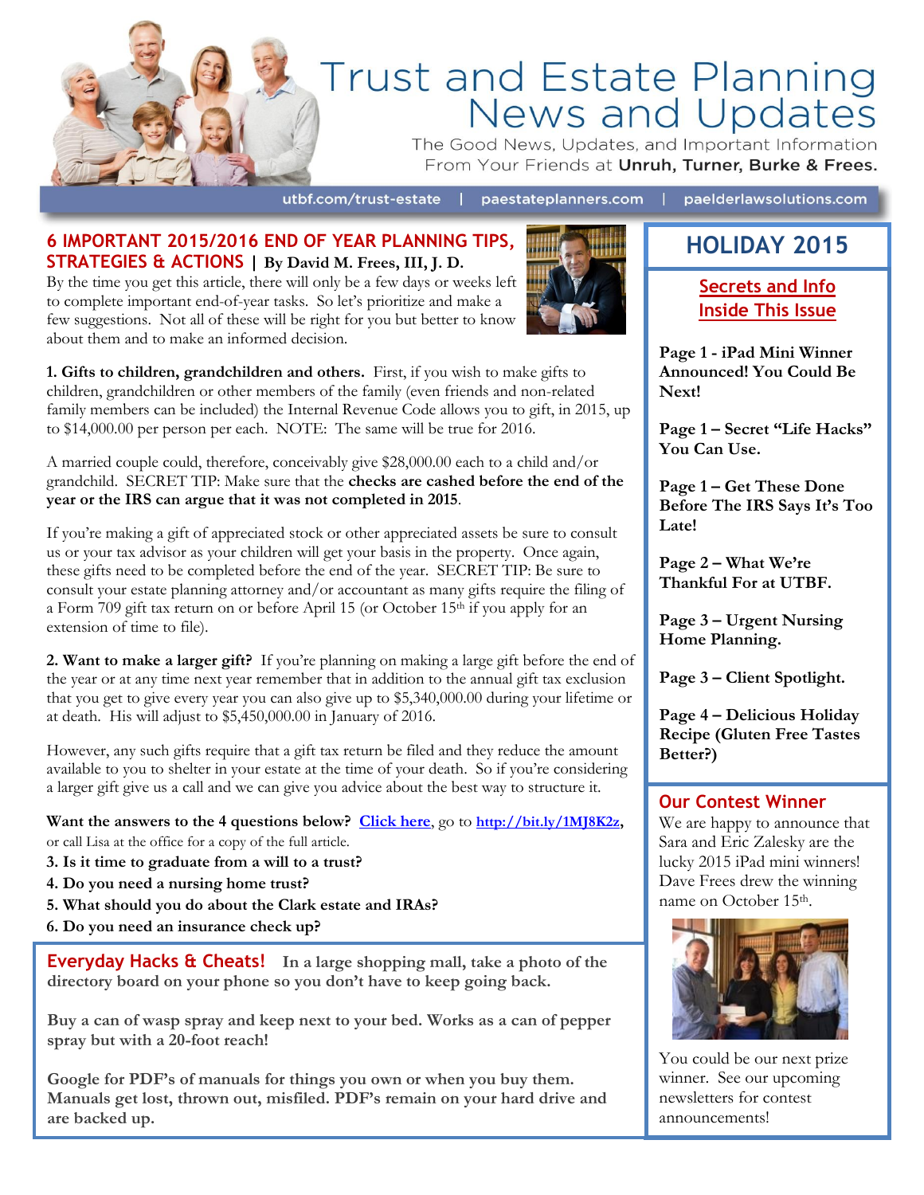# Trust and Estate Planning News and Updates

The Good News, Updates, and Important Information From Your Friends at **Unruh, Turner, Burke & Frees.**

utbf.com/trust-estate | paestateplanners.com | paelderlawsolutions.com

## 6 IMPORTANT 2015/2016 END OF YEAR PLANNING TIPS, STRATEGIES & ACTIONS | By David M. Frees, III, J. D.

By the time you get this article, there will only be a few days or weeks left to complete important end-of-year tasks. So let's prioritize and make a few suggestions. Not all of these will be right for you but better to know about them and to make an informed decision.

**1. Gifts to children, grandchildren and others.** First, if you wish to make gifts to children, grandchildren or other members of the family (even friends and non-related family members can be included) the Internal Revenue Code allows you to gift, in 2015, up to $14,000.00 per person per each. NOTE: The same will be true for 2016.

A married couple could, therefore, conceivably give $28,000.00 each to a child and/or grandchild. SECRET TIP: Make sure that the **checks are cashed before the end of the year or the IRS can argue that it was not completed in 2015**.

If you're making a gift of appreciated stock or other appreciated assets be sure to consult us or your tax advisor as your children will get your basis in the property. Once again, these gifts need to be completed before the end of the year. SECRET TIP: Be sure to consult your estate planning attorney and/or accountant as many gifts require the filing of a Form 709 gift tax return on or before April 15 (or October 15th if you apply for an extension of time to file).

**2. Want to make a larger gift?** If you're planning on making a large gift before the end of the year or at any time next year remember that in addition to the annual gift tax exclusion that you get to give every year you can also give up to $5,340,000.00 during your lifetime or at death. His will adjust to $5,450,000.00 in January of 2016.

However, any such gifts require that a gift tax return be filed and they reduce the amount available to you to shelter in your estate at the time of your death. So if you're considering a larger gift give us a call and we can give you advice about the best way to structure it.

**Want the answers to the 4 questions below?** Click here, go to http://bit.ly/1MJ8K2z, or call Lisa at the office for a copy of the full article.

**3. Is it time to graduate from a will to a trust?**
**4. Do you need a nursing home trust?**
**5. What should you do about the Clark estate and IRAs?**
**6. Do you need an insurance check up?**

## Everyday Hacks & Cheats!

**In a large shopping mall, take a photo of the directory board on your phone so you don't have to keep going back.**

**Buy a can of wasp spray and keep next to your bed. Works as a can of pepper spray but with a 20-foot reach!**

**Google for PDF's of manuals for things you own or when you buy them. Manuals get lost, thrown out, misfiled. PDF's remain on your hard drive and are backed up.**

## HOLIDAY 2015

### Secrets and Info Inside This Issue

**Page 1 - iPad Mini Winner Announced! You Could Be Next!**

**Page 1 – Secret "Life Hacks" You Can Use.**

**Page 1 – Get These Done Before The IRS Says It's Too Late!**

**Page 2 – What We're Thankful For at UTBF.**

**Page 3 – Urgent Nursing Home Planning.**

**Page 3 – Client Spotlight.**

**Page 4 – Delicious Holiday Recipe (Gluten Free Tastes Better?)**

### Our Contest Winner

We are happy to announce that Sara and Eric Zalesky are the lucky 2015 iPad mini winners! Dave Frees drew the winning name on October 15th.

You could be our next prize winner. See our upcoming newsletters for contest announcements!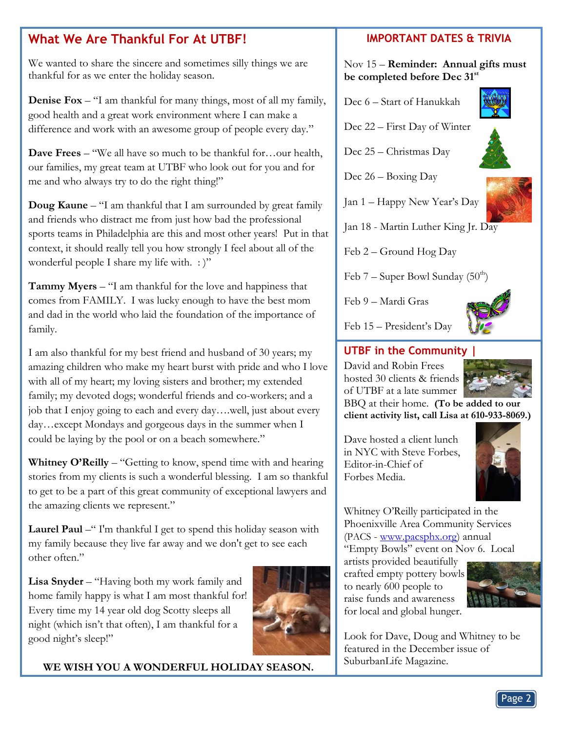## What We Are Thankful For At UTBF!

We wanted to share the sincere and sometimes silly things we are thankful for as we enter the holiday season.

**Denise Fox** – "I am thankful for many things, most of all my family, good health and a great work environment where I can make a difference and work with an awesome group of people every day."

**Dave Frees** – "We all have so much to be thankful for…our health, our families, my great team at UTBF who look out for you and for me and who always try to do the right thing!"

**Doug Kaune** – "I am thankful that I am surrounded by great family and friends who distract me from just how bad the professional sports teams in Philadelphia are this and most other years! Put in that context, it should really tell you how strongly I feel about all of the wonderful people I share my life with. : )"

**Tammy Myers** – "I am thankful for the love and happiness that comes from FAMILY. I was lucky enough to have the best mom and dad in the world who laid the foundation of the importance of family.

I am also thankful for my best friend and husband of 30 years; my amazing children who make my heart burst with pride and who I love with all of my heart; my loving sisters and brother; my extended family; my devoted dogs; wonderful friends and co-workers; and a job that I enjoy going to each and every day….well, just about every day…except Mondays and gorgeous days in the summer when I could be laying by the pool or on a beach somewhere."

**Whitney O'Reilly** – "Getting to know, spend time with and hearing stories from my clients is such a wonderful blessing. I am so thankful to get to be a part of this great community of exceptional lawyers and the amazing clients we represent."

**Laurel Paul** –" I'm thankful I get to spend this holiday season with my family because they live far away and we don't get to see each other often."

**Lisa Snyder** – "Having both my work family and home family happy is what I am most thankful for! Every time my 14 year old dog Scotty sleeps all night (which isn't that often), I am thankful for a good night's sleep!"

**WE WISH YOU A WONDERFUL HOLIDAY SEASON.**

## IMPORTANT DATES & TRIVIA

Nov 15 – **Reminder: Annual gifts must be completed before Dec 31st**

Dec 6 – Start of Hanukkah

Dec 22 – First Day of Winter

Dec 25 – Christmas Day

Dec 26 – Boxing Day

Jan 1 – Happy New Year's Day

Jan 18 - Martin Luther King Jr. Day

Feb 2 – Ground Hog Day

Feb 7 – Super Bowl Sunday (50th)

Feb 9 – Mardi Gras

Feb 15 – President's Day

## UTBF in the Community |

David and Robin Frees hosted 30 clients & friends of UTBF at a late summer BBQ at their home. **(To be added to our client activity list, call Lisa at 610-933-8069.)**

Dave hosted a client lunch in NYC with Steve Forbes, Editor-in-Chief of Forbes Media.

Whitney O'Reilly participated in the Phoenixville Area Community Services (PACS - www.pacsphx.org) annual "Empty Bowls" event on Nov 6. Local artists provided beautifully crafted empty pottery bowls to nearly 600 people to raise funds and awareness for local and global hunger.

Look for Dave, Doug and Whitney to be featured in the December issue of SuburbanLife Magazine.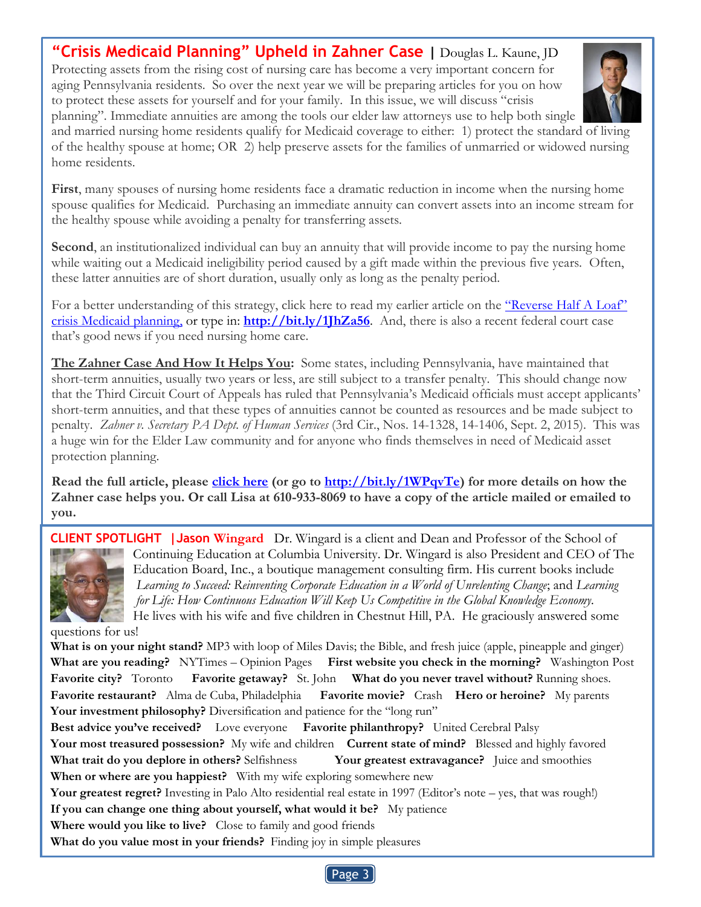## "Crisis Medicaid Planning" Upheld in Zahner Case | Douglas L. Kaune, JD

Protecting assets from the rising cost of nursing care has become a very important concern for aging Pennsylvania residents. So over the next year we will be preparing articles for you on how to protect these assets for yourself and for your family. In this issue, we will discuss "crisis planning". Immediate annuities are among the tools our elder law attorneys use to help both single and married nursing home residents qualify for Medicaid coverage to either: 1) protect the standard of living of the healthy spouse at home; OR 2) help preserve assets for the families of unmarried or widowed nursing home residents.

**First**, many spouses of nursing home residents face a dramatic reduction in income when the nursing home spouse qualifies for Medicaid. Purchasing an immediate annuity can convert assets into an income stream for the healthy spouse while avoiding a penalty for transferring assets.

**Second**, an institutionalized individual can buy an annuity that will provide income to pay the nursing home while waiting out a Medicaid ineligibility period caused by a gift made within the previous five years. Often, these latter annuities are of short duration, usually only as long as the penalty period.

For a better understanding of this strategy, click here to read my earlier article on the "Reverse Half A Loaf" crisis Medicaid planning, or type in: **http://bit.ly/1JhZa56**. And, there is also a recent federal court case that's good news if you need nursing home care.

**The Zahner Case And How It Helps You:** Some states, including Pennsylvania, have maintained that short-term annuities, usually two years or less, are still subject to a transfer penalty. This should change now that the Third Circuit Court of Appeals has ruled that Pennsylvania's Medicaid officials must accept applicants' short-term annuities, and that these types of annuities cannot be counted as resources and be made subject to penalty. *Zahner v. Secretary PA Dept. of Human Services* (3rd Cir., Nos. 14-1328, 14-1406, Sept. 2, 2015). This was a huge win for the Elder Law community and for anyone who finds themselves in need of Medicaid asset protection planning.

**Read the full article, please click here (or go to http://bit.ly/1WPqvTe) for more details on how the Zahner case helps you. Or call Lisa at 610-933-8069 to have a copy of the article mailed or emailed to you.**

## CLIENT SPOTLIGHT | Jason Wingard

Dr. Wingard is a client and Dean and Professor of the School of Continuing Education at Columbia University. Dr. Wingard is also President and CEO of The Education Board, Inc., a boutique management consulting firm. His current books include *Learning to Succeed: Reinventing Corporate Education in a World of Unrelenting Change*; and *Learning for Life: How Continuous Education Will Keep Us Competitive in the Global Knowledge Economy*. He lives with his wife and five children in Chestnut Hill, PA. He graciously answered some questions for us!

**What is on your night stand?** MP3 with loop of Miles Davis; the Bible, and fresh juice (apple, pineapple and ginger)
**What are you reading?** NYTimes – Opinion Pages **First website you check in the morning?** Washington Post
**Favorite city?** Toronto **Favorite getaway?** St. John **What do you never travel without?** Running shoes.
**Favorite restaurant?** Alma de Cuba, Philadelphia **Favorite movie?** Crash **Hero or heroine?** My parents
**Your investment philosophy?** Diversification and patience for the "long run"
**Best advice you've received?** Love everyone **Favorite philanthropy?** United Cerebral Palsy
**Your most treasured possession?** My wife and children **Current state of mind?** Blessed and highly favored
**What trait do you deplore in others?** Selfishness **Your greatest extravagance?** Juice and smoothies
**When or where are you happiest?** With my wife exploring somewhere new
**Your greatest regret?** Investing in Palo Alto residential real estate in 1997 (Editor's note – yes, that was rough!)
**If you can change one thing about yourself, what would it be?** My patience
**Where would you like to live?** Close to family and good friends
**What do you value most in your friends?** Finding joy in simple pleasures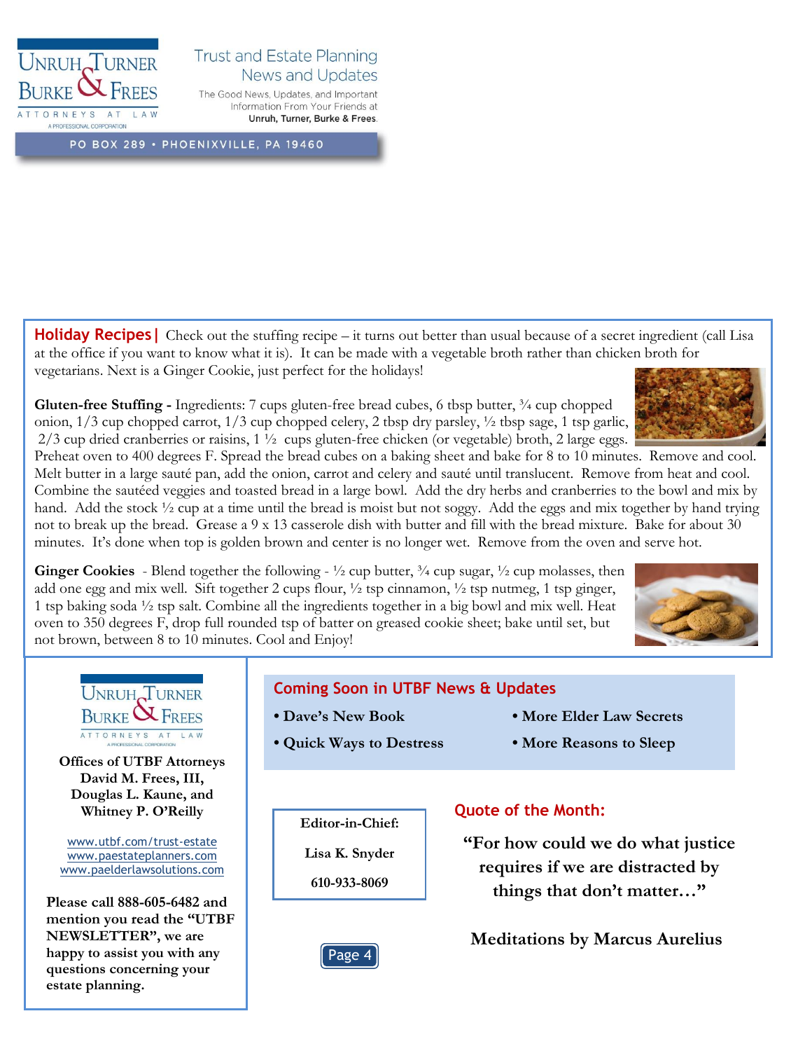# Unruh, Turner, Burke & Frees

ATTORNEYS AT LAW

A PROFESSIONAL CORPORATION

## Trust and Estate Planning News and Updates

The Good News, Updates, and Important Information From Your Friends at **Unruh, Turner, Burke & Frees.**

PO BOX 289 • PHOENIXVILLE, PA 19460

**Holiday Recipes|** Check out the stuffing recipe – it turns out better than usual because of a secret ingredient (call Lisa at the office if you want to know what it is). It can be made with a vegetable broth rather than chicken broth for vegetarians. Next is a Ginger Cookie, just perfect for the holidays!

**Gluten-free Stuffing -** Ingredients: 7 cups gluten-free bread cubes, 6 tbsp butter, ¾ cup chopped onion, 1/3 cup chopped carrot, 1/3 cup chopped celery, 2 tbsp dry parsley, ½ tbsp sage, 1 tsp garlic, 2/3 cup dried cranberries or raisins, 1 ½ cups gluten-free chicken (or vegetable) broth, 2 large eggs. Preheat oven to 400 degrees F. Spread the bread cubes on a baking sheet and bake for 8 to 10 minutes. Remove and cool. Melt butter in a large sauté pan, add the onion, carrot and celery and sauté until translucent. Remove from heat and cool. Combine the sautéed veggies and toasted bread in a large bowl. Add the dry herbs and cranberries to the bowl and mix by hand. Add the stock ½ cup at a time until the bread is moist but not soggy. Add the eggs and mix together by hand trying not to break up the bread. Grease a 9 x 13 casserole dish with butter and fill with the bread mixture. Bake for about 30 minutes. It's done when top is golden brown and center is no longer wet. Remove from the oven and serve hot.

**Ginger Cookies** - Blend together the following - ½ cup butter, ¾ cup sugar, ½ cup molasses, then add one egg and mix well. Sift together 2 cups flour, ½ tsp cinnamon, ½ tsp nutmeg, 1 tsp ginger, 1 tsp baking soda ½ tsp salt. Combine all the ingredients together in a big bowl and mix well. Heat oven to 350 degrees F, drop full rounded tsp of batter on greased cookie sheet; bake until set, but not brown, between 8 to 10 minutes. Cool and Enjoy!

Unruh, Turner, Burke & Frees — ATTORNEYS AT LAW — A PROFESSIONAL CORPORATION

**Offices of UTBF Attorneys David M. Frees, III, Douglas L. Kaune, and Whitney P. O'Reilly**

www.utbf.com/trust-estate
www.paestateplanners.com
www.paelderlawsolutions.com

**Please call 888-605-6482 and mention you read the "UTBF NEWSLETTER", we are happy to assist you with any questions concerning your estate planning.**

## Coming Soon in UTBF News & Updates

- **Dave's New Book**
- **Quick Ways to Destress**
- **More Elder Law Secrets**
- **More Reasons to Sleep**

**Editor-in-Chief:**

**Lisa K. Snyder**

**610-933-8069**

## Quote of the Month:

**"For how could we do what justice requires if we are distracted by things that don't matter…"**

**Meditations by Marcus Aurelius**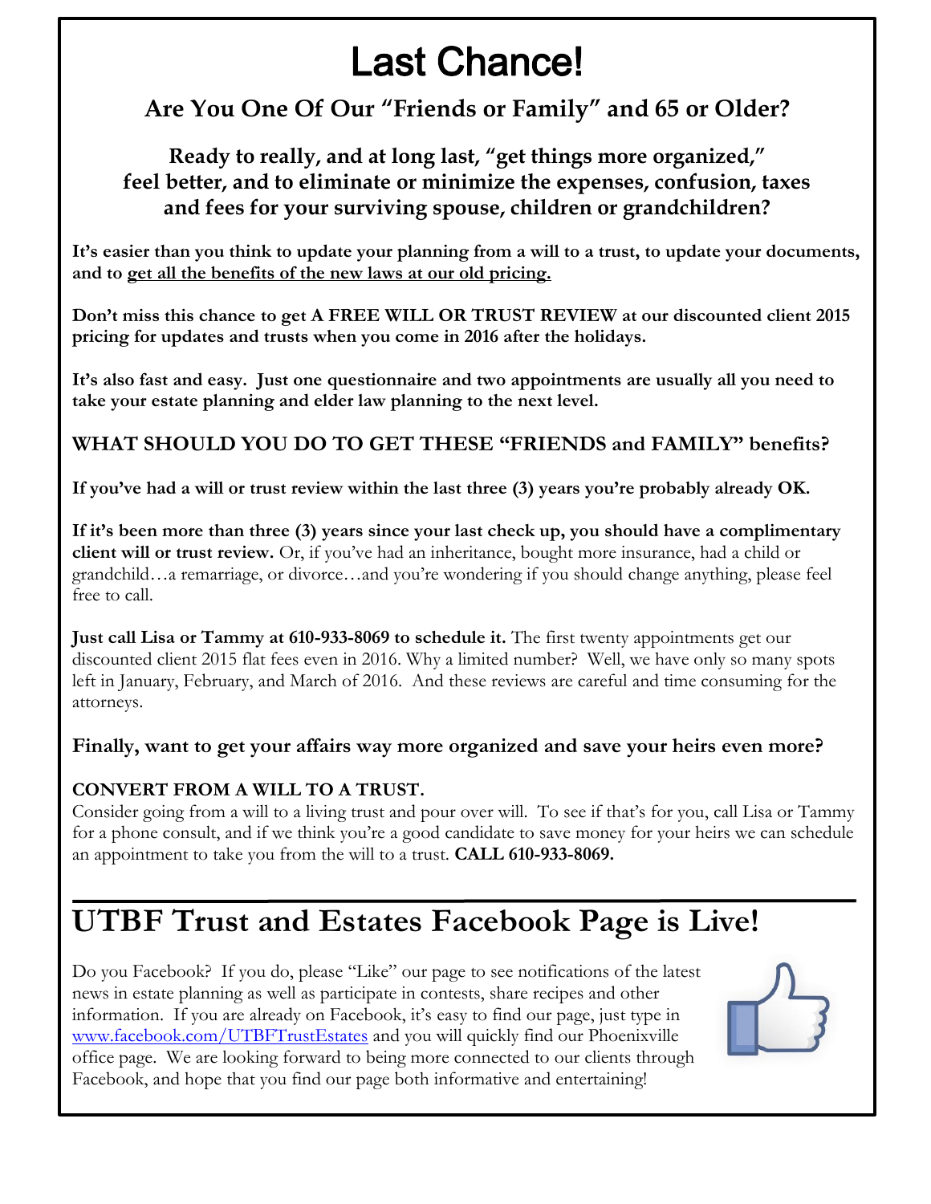# Last Chance!

### Are You One Of Our "Friends or Family" and 65 or Older?

### Ready to really, and at long last, "get things more organized," feel better, and to eliminate or minimize the expenses, confusion, taxes and fees for your surviving spouse, children or grandchildren?

**It's easier than you think to update your planning from a will to a trust, to update your documents, and to get all the benefits of the new laws at our old pricing.**

**Don't miss this chance to get A FREE WILL OR TRUST REVIEW at our discounted client 2015 pricing for updates and trusts when you come in 2016 after the holidays.**

**It's also fast and easy. Just one questionnaire and two appointments are usually all you need to take your estate planning and elder law planning to the next level.**

### WHAT SHOULD YOU DO TO GET THESE "FRIENDS and FAMILY" benefits?

**If you've had a will or trust review within the last three (3) years you're probably already OK.**

**If it's been more than three (3) years since your last check up, you should have a complimentary client will or trust review.** Or, if you've had an inheritance, bought more insurance, had a child or grandchild…a remarriage, or divorce…and you're wondering if you should change anything, please feel free to call.

**Just call Lisa or Tammy at 610-933-8069 to schedule it.** The first twenty appointments get our discounted client 2015 flat fees even in 2016. Why a limited number? Well, we have only so many spots left in January, February, and March of 2016. And these reviews are careful and time consuming for the attorneys.

### Finally, want to get your affairs way more organized and save your heirs even more?

**CONVERT FROM A WILL TO A TRUST.**
Consider going from a will to a living trust and pour over will. To see if that's for you, call Lisa or Tammy for a phone consult, and if we think you're a good candidate to save money for your heirs we can schedule an appointment to take you from the will to a trust. **CALL 610-933-8069.**

---

## UTBF Trust and Estates Facebook Page is Live!

Do you Facebook? If you do, please "Like" our page to see notifications of the latest news in estate planning as well as participate in contests, share recipes and other information. If you are already on Facebook, it's easy to find our page, just type in www.facebook.com/UTBFTrustEstates and you will quickly find our Phoenixville office page. We are looking forward to being more connected to our clients through Facebook, and hope that you find our page both informative and entertaining!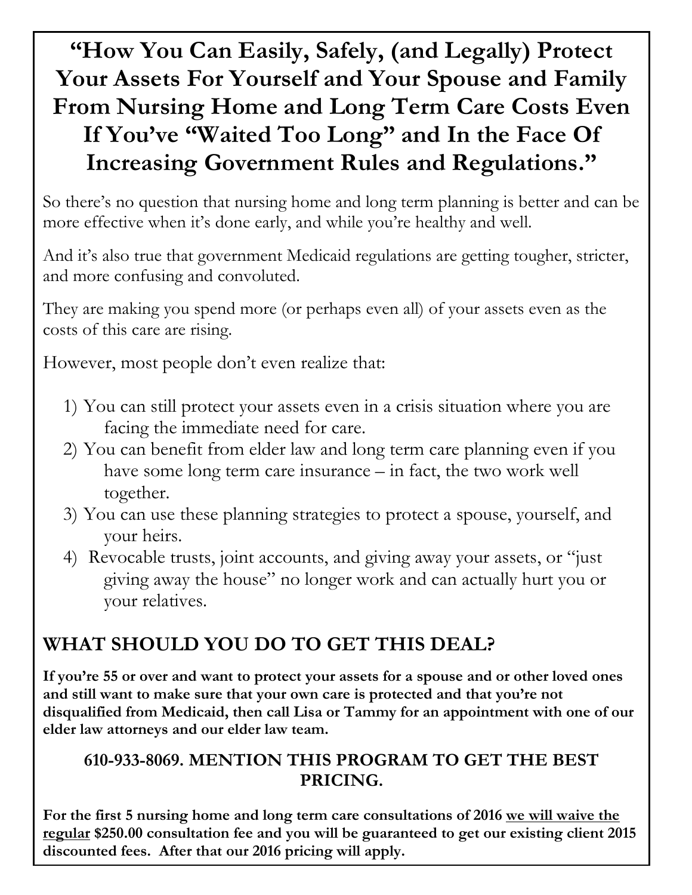# "How You Can Easily, Safely, (and Legally) Protect Your Assets For Yourself and Your Spouse and Family From Nursing Home and Long Term Care Costs Even If You've "Waited Too Long" and In the Face Of Increasing Government Rules and Regulations."

So there's no question that nursing home and long term planning is better and can be more effective when it's done early, and while you're healthy and well.

And it's also true that government Medicaid regulations are getting tougher, stricter, and more confusing and convoluted.

They are making you spend more (or perhaps even all) of your assets even as the costs of this care are rising.

However, most people don't even realize that:

1) You can still protect your assets even in a crisis situation where you are facing the immediate need for care.
2) You can benefit from elder law and long term care planning even if you have some long term care insurance – in fact, the two work well together.
3) You can use these planning strategies to protect a spouse, yourself, and your heirs.
4) Revocable trusts, joint accounts, and giving away your assets, or "just giving away the house" no longer work and can actually hurt you or your relatives.

## WHAT SHOULD YOU DO TO GET THIS DEAL?

**If you're 55 or over and want to protect your assets for a spouse and or other loved ones and still want to make sure that your own care is protected and that you're not disqualified from Medicaid, then call Lisa or Tammy for an appointment with one of our elder law attorneys and our elder law team.**

**610-933-8069. MENTION THIS PROGRAM TO GET THE BEST PRICING.**

**For the first 5 nursing home and long term care consultations of 2016 <u>we will waive the regular</u> $250.00 consultation fee and you will be guaranteed to get our existing client 2015 discounted fees. After that our 2016 pricing will apply.**